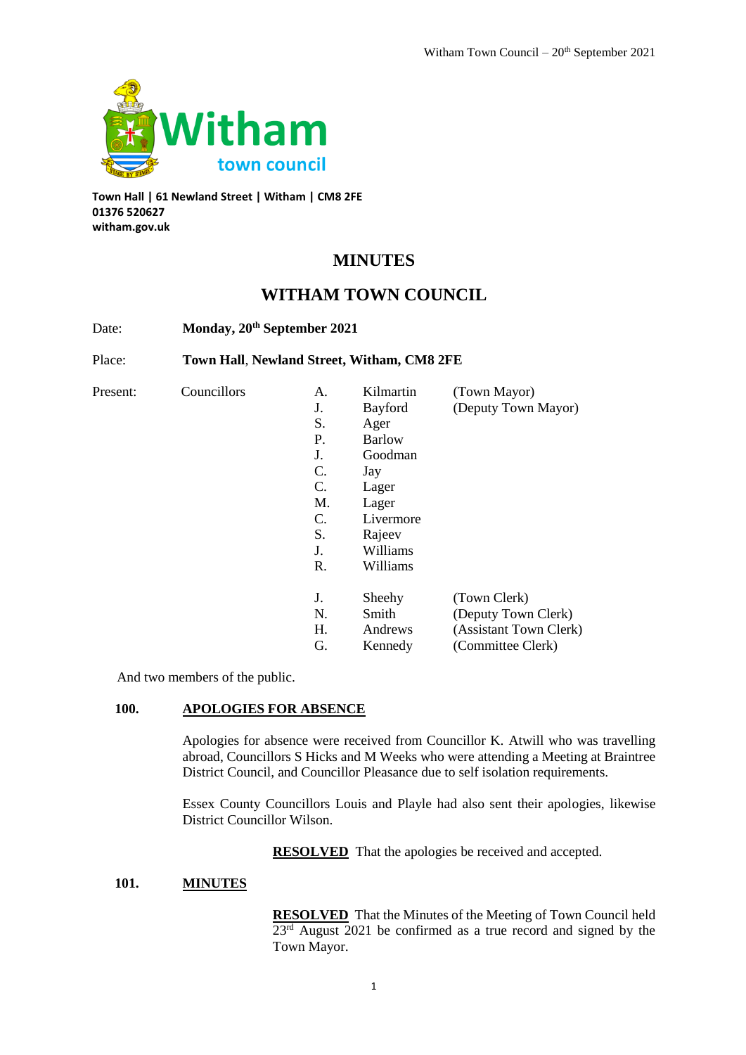Witham
town council

**Town Hall | 61 Newland Street | Witham | CM8 2FE**
**01376 520627**
**witham.gov.uk**

# MINUTES

## WITHAM TOWN COUNCIL

Date: **Monday, 20th September 2021**

Place: **Town Hall, Newland Street, Witham, CM8 2FE**

| Present: | Councillors | | | |
|---|---|---|---|---|
| | | A. | Kilmartin | (Town Mayor) |
| | | J. | Bayford | (Deputy Town Mayor) |
| | | S. | Ager | |
| | | P. | Barlow | |
| | | J. | Goodman | |
| | | C. | Jay | |
| | | C. | Lager | |
| | | M. | Lager | |
| | | C. | Livermore | |
| | | S. | Rajeev | |
| | | J. | Williams | |
| | | R. | Williams | |
| | | J. | Sheehy | (Town Clerk) |
| | | N. | Smith | (Deputy Town Clerk) |
| | | H. | Andrews | (Assistant Town Clerk) |
| | | G. | Kennedy | (Committee Clerk) |

And two members of the public.

**100. APOLOGIES FOR ABSENCE**

Apologies for absence were received from Councillor K. Atwill who was travelling abroad, Councillors S Hicks and M Weeks who were attending a Meeting at Braintree District Council, and Councillor Pleasance due to self isolation requirements.

Essex County Councillors Louis and Playle had also sent their apologies, likewise District Councillor Wilson.

**RESOLVED** That the apologies be received and accepted.

**101. MINUTES**

**RESOLVED** That the Minutes of the Meeting of Town Council held 23rd August 2021 be confirmed as a true record and signed by the Town Mayor.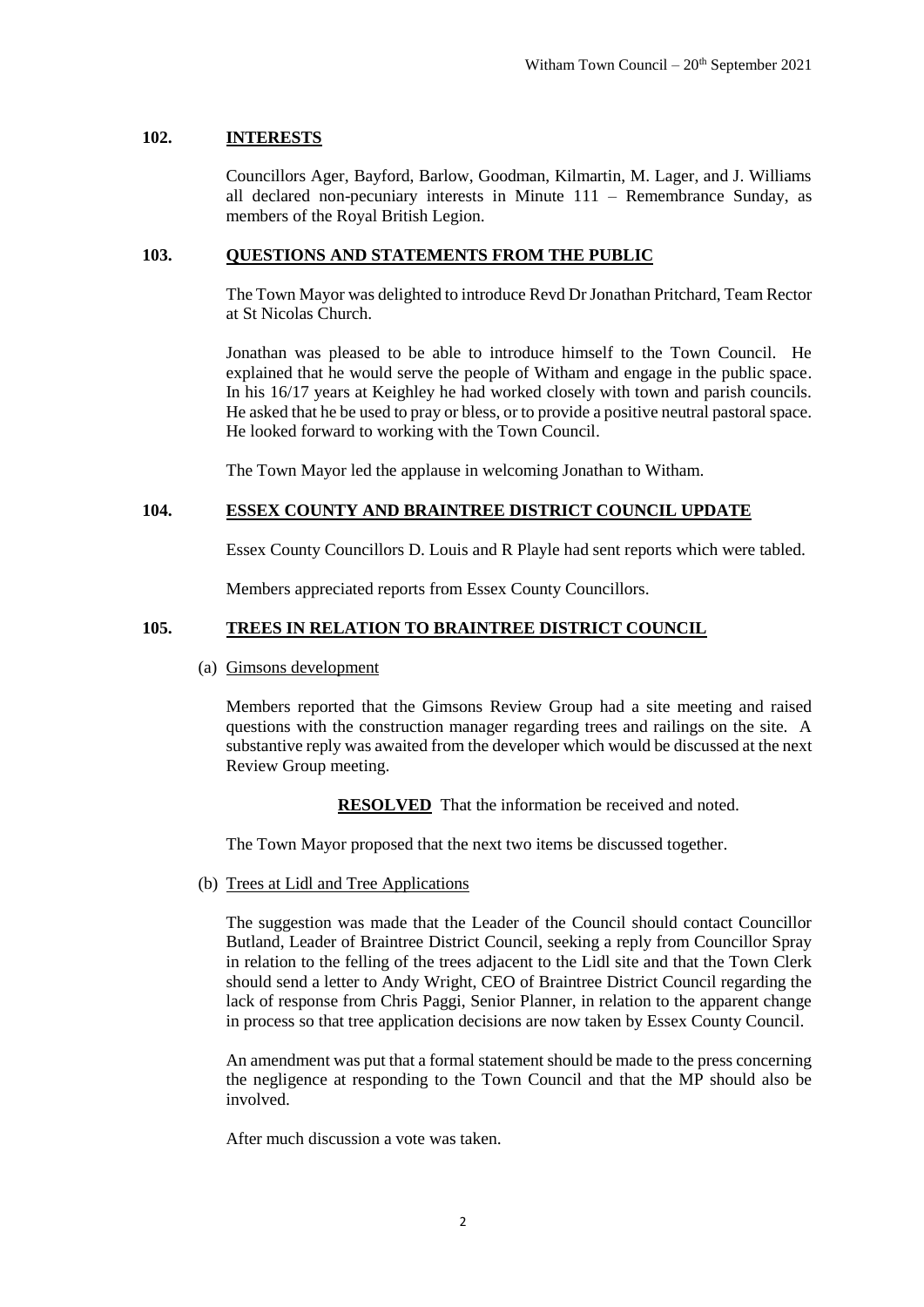## 102. INTERESTS

Councillors Ager, Bayford, Barlow, Goodman, Kilmartin, M. Lager, and J. Williams all declared non-pecuniary interests in Minute 111 – Remembrance Sunday, as members of the Royal British Legion.

## 103. QUESTIONS AND STATEMENTS FROM THE PUBLIC

The Town Mayor was delighted to introduce Revd Dr Jonathan Pritchard, Team Rector at St Nicolas Church.

Jonathan was pleased to be able to introduce himself to the Town Council. He explained that he would serve the people of Witham and engage in the public space. In his 16/17 years at Keighley he had worked closely with town and parish councils. He asked that he be used to pray or bless, or to provide a positive neutral pastoral space. He looked forward to working with the Town Council.

The Town Mayor led the applause in welcoming Jonathan to Witham.

## 104. ESSEX COUNTY AND BRAINTREE DISTRICT COUNCIL UPDATE

Essex County Councillors D. Louis and R Playle had sent reports which were tabled.

Members appreciated reports from Essex County Councillors.

## 105. TREES IN RELATION TO BRAINTREE DISTRICT COUNCIL

(a) Gimsons development

Members reported that the Gimsons Review Group had a site meeting and raised questions with the construction manager regarding trees and railings on the site. A substantive reply was awaited from the developer which would be discussed at the next Review Group meeting.

**RESOLVED** That the information be received and noted.

The Town Mayor proposed that the next two items be discussed together.

(b) Trees at Lidl and Tree Applications

The suggestion was made that the Leader of the Council should contact Councillor Butland, Leader of Braintree District Council, seeking a reply from Councillor Spray in relation to the felling of the trees adjacent to the Lidl site and that the Town Clerk should send a letter to Andy Wright, CEO of Braintree District Council regarding the lack of response from Chris Paggi, Senior Planner, in relation to the apparent change in process so that tree application decisions are now taken by Essex County Council.

An amendment was put that a formal statement should be made to the press concerning the negligence at responding to the Town Council and that the MP should also be involved.

After much discussion a vote was taken.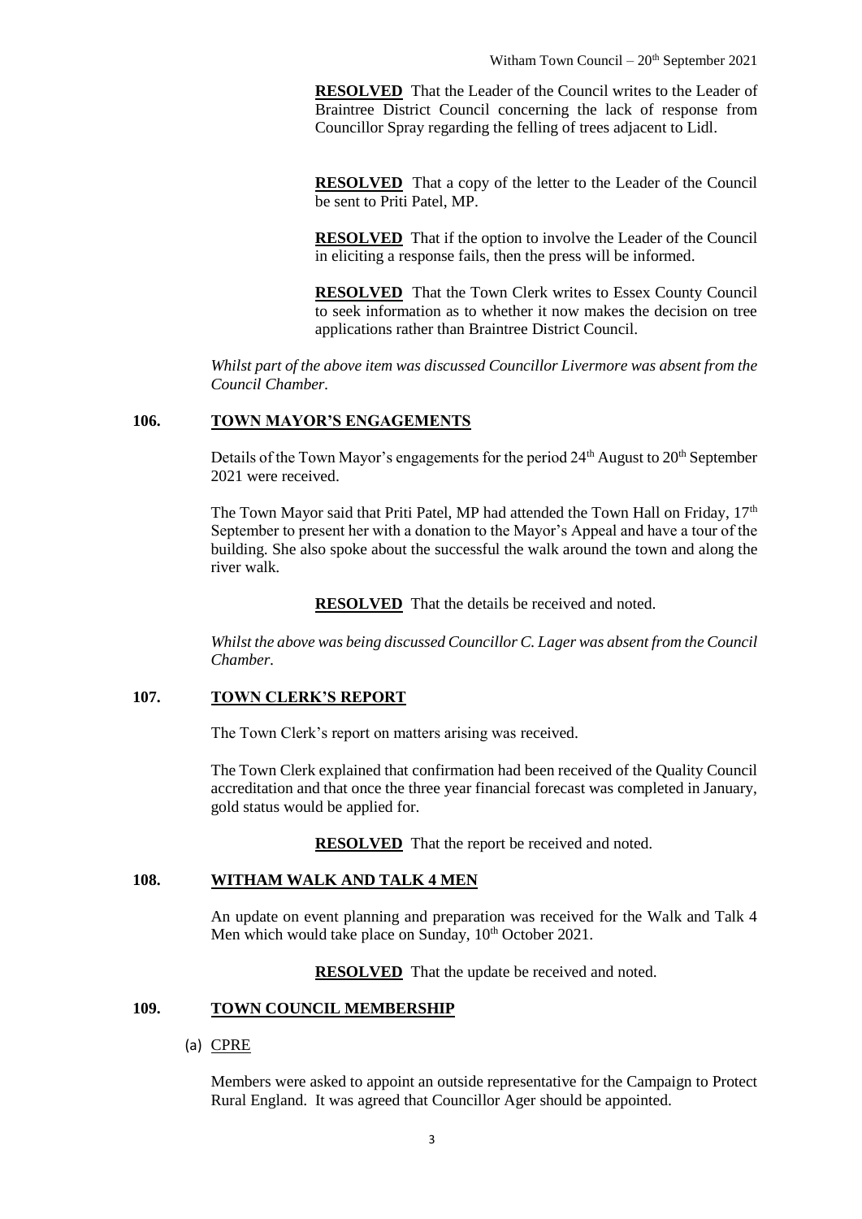**RESOLVED** That the Leader of the Council writes to the Leader of Braintree District Council concerning the lack of response from Councillor Spray regarding the felling of trees adjacent to Lidl.

**RESOLVED** That a copy of the letter to the Leader of the Council be sent to Priti Patel, MP.

**RESOLVED** That if the option to involve the Leader of the Council in eliciting a response fails, then the press will be informed.

**RESOLVED** That the Town Clerk writes to Essex County Council to seek information as to whether it now makes the decision on tree applications rather than Braintree District Council.

*Whilst part of the above item was discussed Councillor Livermore was absent from the Council Chamber.*

## 106. TOWN MAYOR'S ENGAGEMENTS

Details of the Town Mayor's engagements for the period 24th August to 20th September 2021 were received.

The Town Mayor said that Priti Patel, MP had attended the Town Hall on Friday, 17th September to present her with a donation to the Mayor's Appeal and have a tour of the building. She also spoke about the successful the walk around the town and along the river walk.

**RESOLVED** That the details be received and noted.

*Whilst the above was being discussed Councillor C. Lager was absent from the Council Chamber.*

## 107. TOWN CLERK'S REPORT

The Town Clerk's report on matters arising was received.

The Town Clerk explained that confirmation had been received of the Quality Council accreditation and that once the three year financial forecast was completed in January, gold status would be applied for.

**RESOLVED** That the report be received and noted.

## 108. WITHAM WALK AND TALK 4 MEN

An update on event planning and preparation was received for the Walk and Talk 4 Men which would take place on Sunday, 10th October 2021.

**RESOLVED** That the update be received and noted.

## 109. TOWN COUNCIL MEMBERSHIP

(a) CPRE

Members were asked to appoint an outside representative for the Campaign to Protect Rural England. It was agreed that Councillor Ager should be appointed.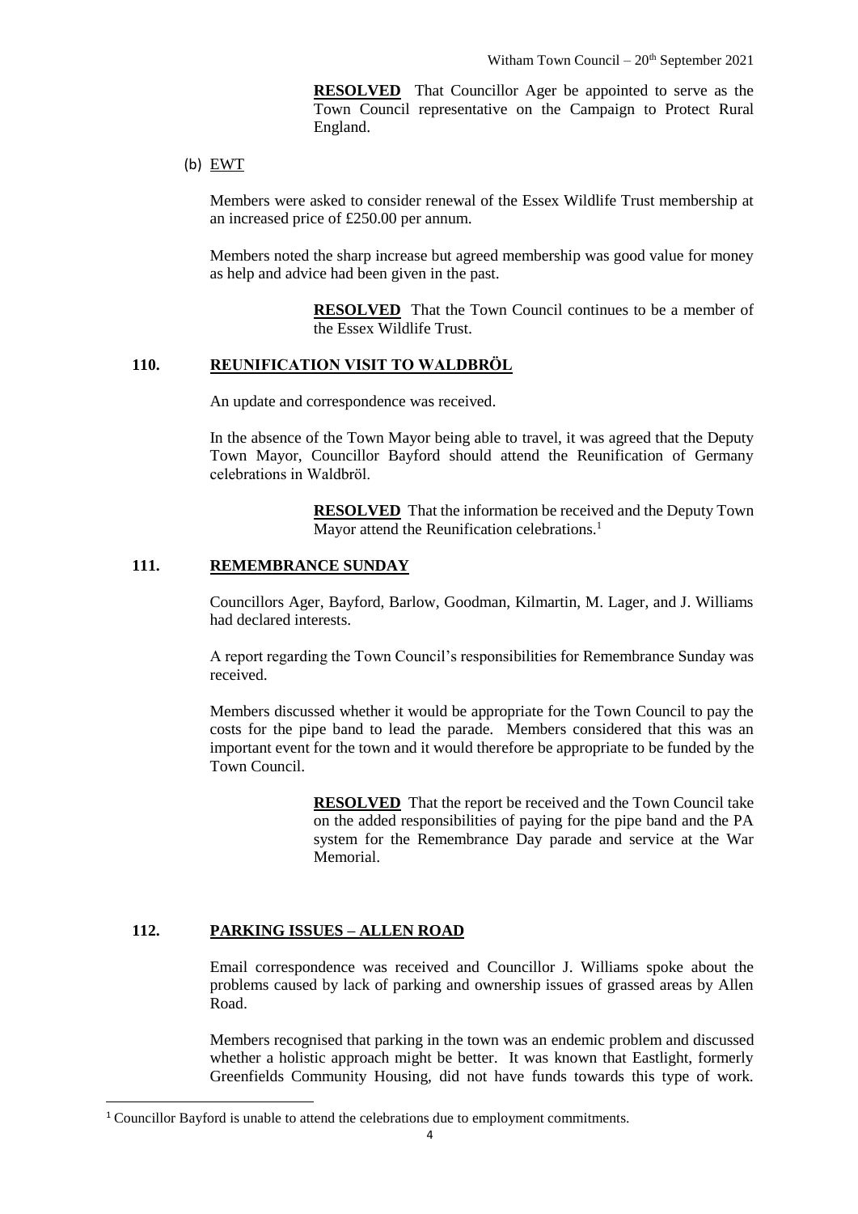**RESOLVED** That Councillor Ager be appointed to serve as the Town Council representative on the Campaign to Protect Rural England.

(b) EWT

Members were asked to consider renewal of the Essex Wildlife Trust membership at an increased price of £250.00 per annum.

Members noted the sharp increase but agreed membership was good value for money as help and advice had been given in the past.

**RESOLVED** That the Town Council continues to be a member of the Essex Wildlife Trust.

## 110. REUNIFICATION VISIT TO WALDBRÖL

An update and correspondence was received.

In the absence of the Town Mayor being able to travel, it was agreed that the Deputy Town Mayor, Councillor Bayford should attend the Reunification of Germany celebrations in Waldbröl.

**RESOLVED** That the information be received and the Deputy Town Mayor attend the Reunification celebrations.[1]

## 111. REMEMBRANCE SUNDAY

Councillors Ager, Bayford, Barlow, Goodman, Kilmartin, M. Lager, and J. Williams had declared interests.

A report regarding the Town Council's responsibilities for Remembrance Sunday was received.

Members discussed whether it would be appropriate for the Town Council to pay the costs for the pipe band to lead the parade. Members considered that this was an important event for the town and it would therefore be appropriate to be funded by the Town Council.

**RESOLVED** That the report be received and the Town Council take on the added responsibilities of paying for the pipe band and the PA system for the Remembrance Day parade and service at the War Memorial.

## 112. PARKING ISSUES – ALLEN ROAD

Email correspondence was received and Councillor J. Williams spoke about the problems caused by lack of parking and ownership issues of grassed areas by Allen Road.

Members recognised that parking in the town was an endemic problem and discussed whether a holistic approach might be better. It was known that Eastlight, formerly Greenfields Community Housing, did not have funds towards this type of work.

[1] Councillor Bayford is unable to attend the celebrations due to employment commitments.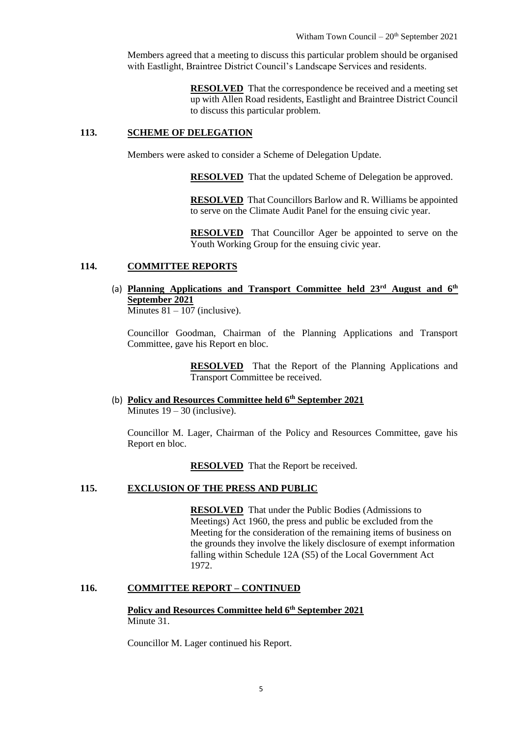Members agreed that a meeting to discuss this particular problem should be organised with Eastlight, Braintree District Council's Landscape Services and residents.

> **RESOLVED** That the correspondence be received and a meeting set up with Allen Road residents, Eastlight and Braintree District Council to discuss this particular problem.

## 113. SCHEME OF DELEGATION

Members were asked to consider a Scheme of Delegation Update.

> **RESOLVED** That the updated Scheme of Delegation be approved.

> **RESOLVED** That Councillors Barlow and R. Williams be appointed to serve on the Climate Audit Panel for the ensuing civic year.

> **RESOLVED** That Councillor Ager be appointed to serve on the Youth Working Group for the ensuing civic year.

## 114. COMMITTEE REPORTS

(a) **Planning Applications and Transport Committee held 23rd August and 6th September 2021**
Minutes 81 – 107 (inclusive).

Councillor Goodman, Chairman of the Planning Applications and Transport Committee, gave his Report en bloc.

> **RESOLVED** That the Report of the Planning Applications and Transport Committee be received.

(b) **Policy and Resources Committee held 6th September 2021**
Minutes 19 – 30 (inclusive).

Councillor M. Lager, Chairman of the Policy and Resources Committee, gave his Report en bloc.

> **RESOLVED** That the Report be received.

## 115. EXCLUSION OF THE PRESS AND PUBLIC

> **RESOLVED** That under the Public Bodies (Admissions to Meetings) Act 1960, the press and public be excluded from the Meeting for the consideration of the remaining items of business on the grounds they involve the likely disclosure of exempt information falling within Schedule 12A (S5) of the Local Government Act 1972.

## 116. COMMITTEE REPORT – CONTINUED

**Policy and Resources Committee held 6th September 2021**
Minute 31.

Councillor M. Lager continued his Report.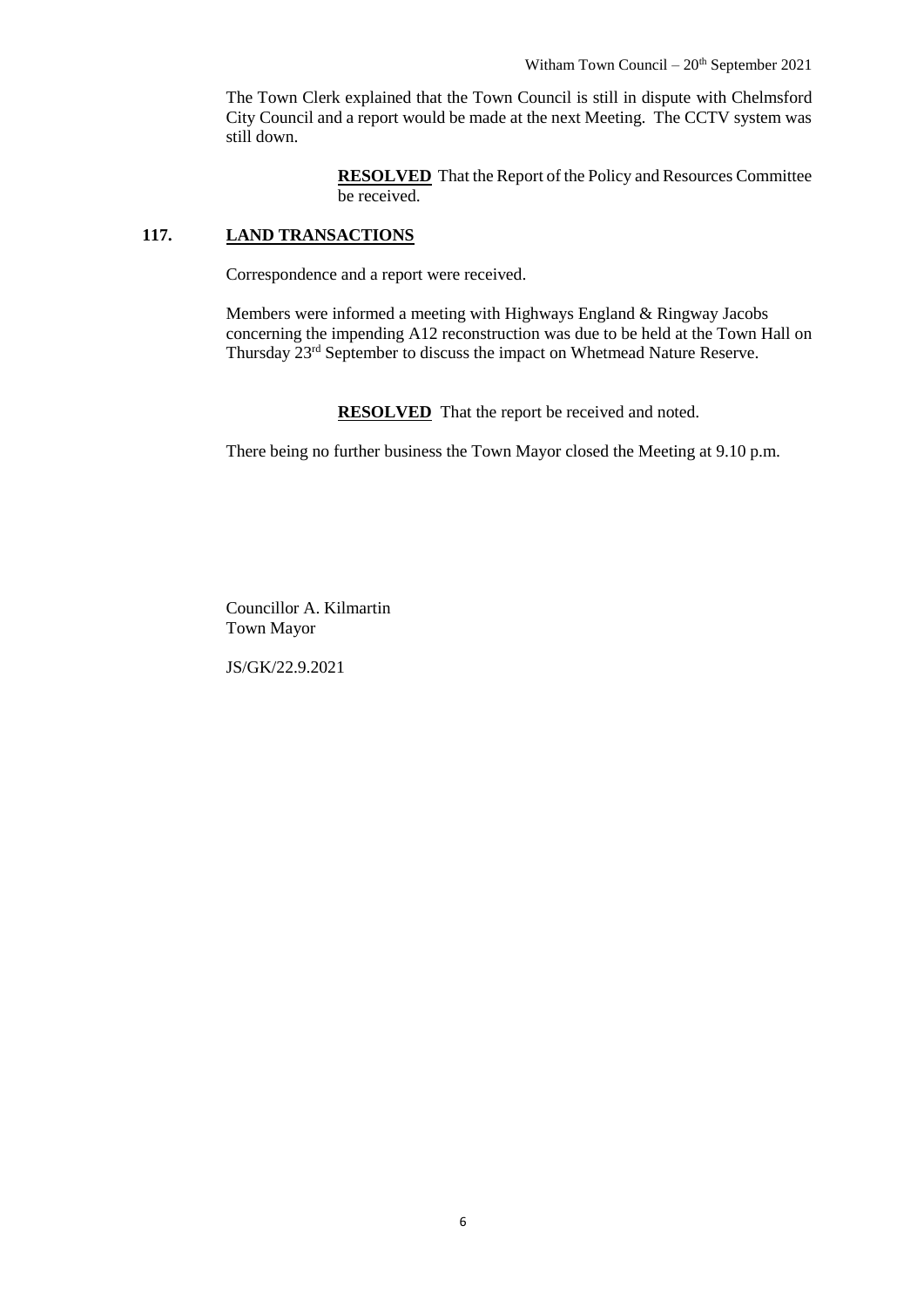The Town Clerk explained that the Town Council is still in dispute with Chelmsford City Council and a report would be made at the next Meeting. The CCTV system was still down.

> **RESOLVED** That the Report of the Policy and Resources Committee be received.

## 117. LAND TRANSACTIONS

Correspondence and a report were received.

Members were informed a meeting with Highways England & Ringway Jacobs concerning the impending A12 reconstruction was due to be held at the Town Hall on Thursday 23rd September to discuss the impact on Whetmead Nature Reserve.

> **RESOLVED** That the report be received and noted.

There being no further business the Town Mayor closed the Meeting at 9.10 p.m.

Councillor A. Kilmartin
Town Mayor

JS/GK/22.9.2021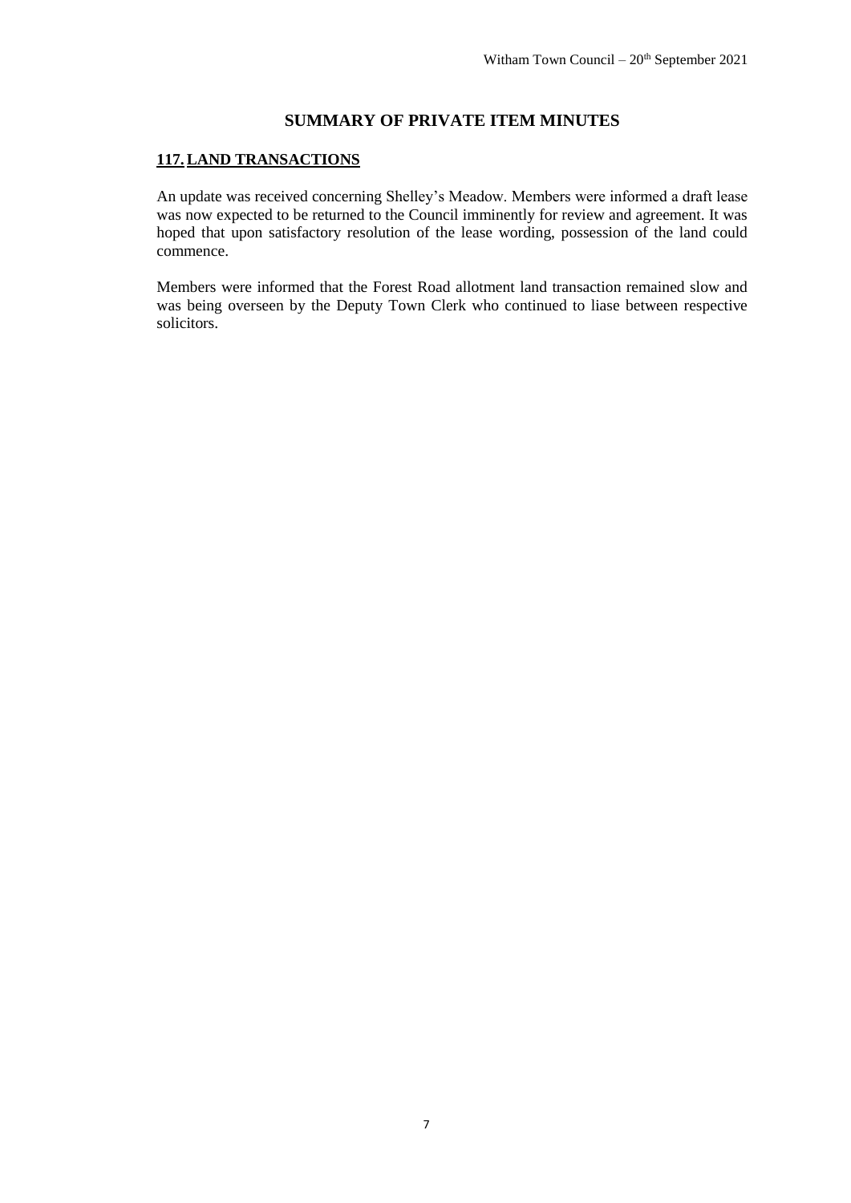## SUMMARY OF PRIVATE ITEM MINUTES

### 117. LAND TRANSACTIONS

An update was received concerning Shelley's Meadow. Members were informed a draft lease was now expected to be returned to the Council imminently for review and agreement. It was hoped that upon satisfactory resolution of the lease wording, possession of the land could commence.

Members were informed that the Forest Road allotment land transaction remained slow and was being overseen by the Deputy Town Clerk who continued to liase between respective solicitors.